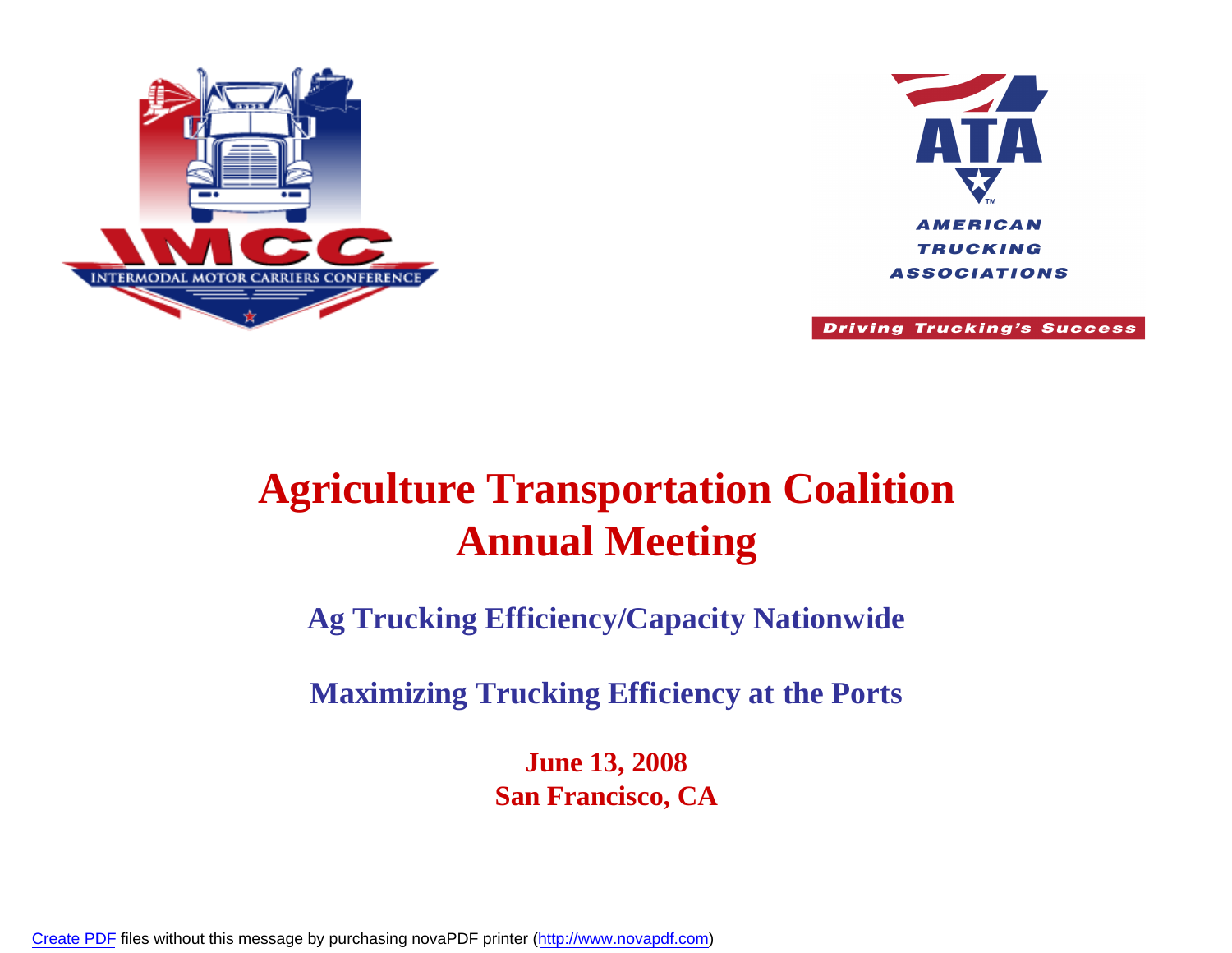# Agriculture Transportation Coalition Annual Meeting

## Ag Trucking Efficiency/Capacity Nationwide

## Maximizing Trucking Efficiency at the Ports

**June 13, 2008**
**San Francisco, CA**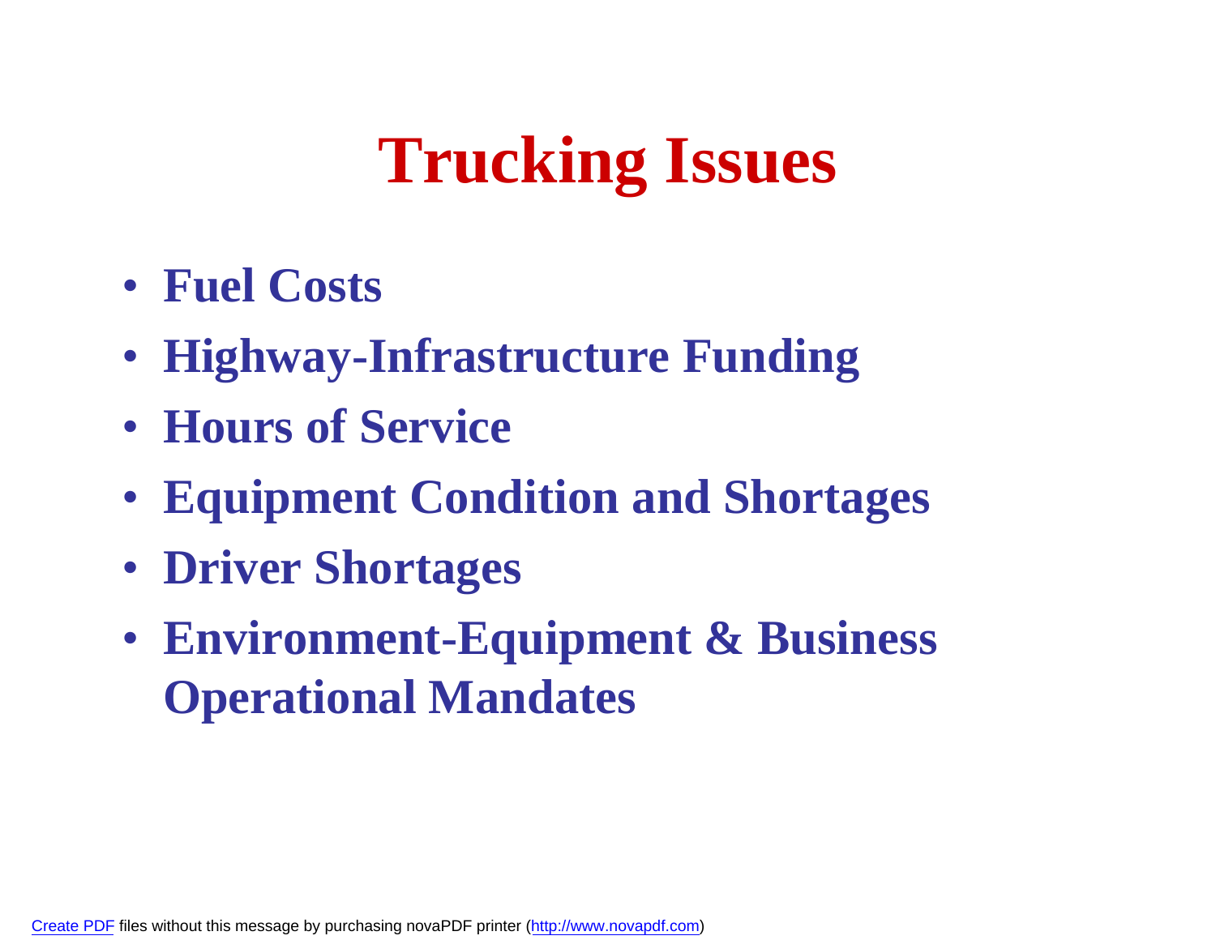# Trucking Issues

- **Fuel Costs**
- **Highway-Infrastructure Funding**
- **Hours of Service**
- **Equipment Condition and Shortages**
- **Driver Shortages**
- **Environment-Equipment & Business Operational Mandates**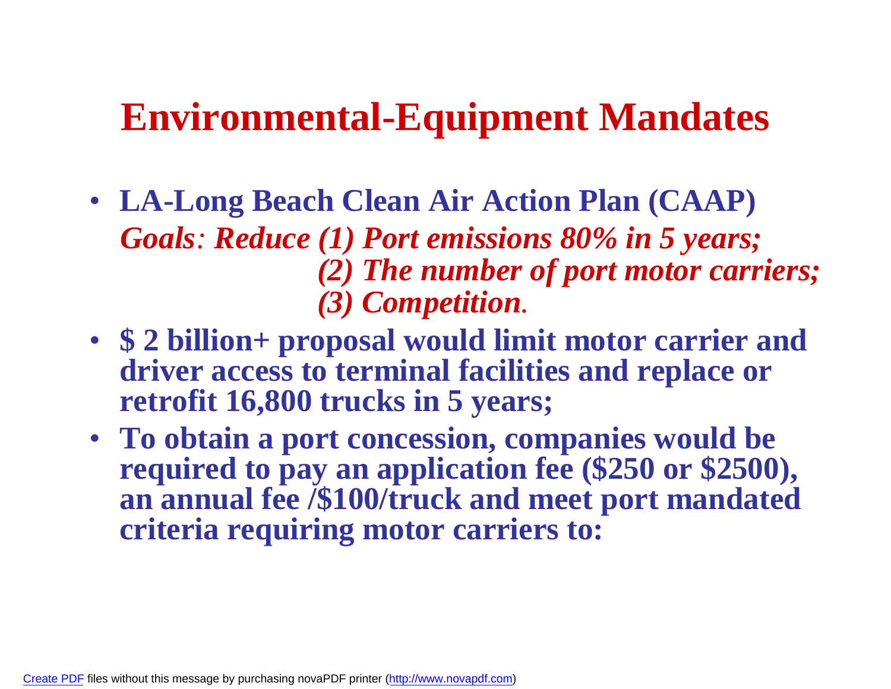# Environmental-Equipment Mandates

- **LA-Long Beach Clean Air Action Plan (CAAP)**
  ***Goals: Reduce (1) Port emissions 80% in 5 years;***
  ***(2) The number of port motor carriers;***
  ***(3) Competition.***
- **$ 2 billion+ proposal would limit motor carrier and driver access to terminal facilities and replace or retrofit 16,800 trucks in 5 years;**
- **To obtain a port concession, companies would be required to pay an application fee ($250 or $2500), an annual fee /$100/truck and meet port mandated criteria requiring motor carriers to:**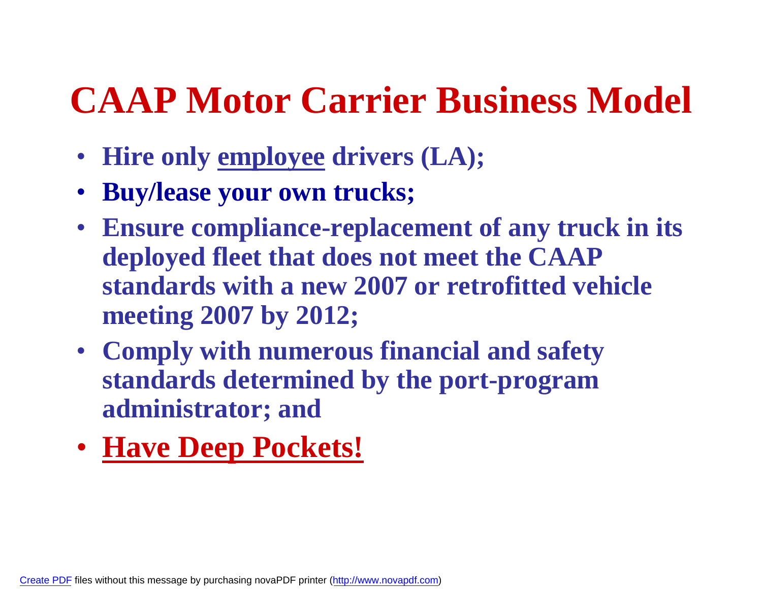# CAAP Motor Carrier Business Model

- **Hire only <u>employee</u> drivers (LA);**
- **Buy/lease your own trucks;**
- **Ensure compliance-replacement of any truck in its deployed fleet that does not meet the CAAP standards with a new 2007 or retrofitted vehicle meeting 2007 by 2012;**
- **Comply with numerous financial and safety standards determined by the port-program administrator; and**
- **<u>Have Deep Pockets!</u>**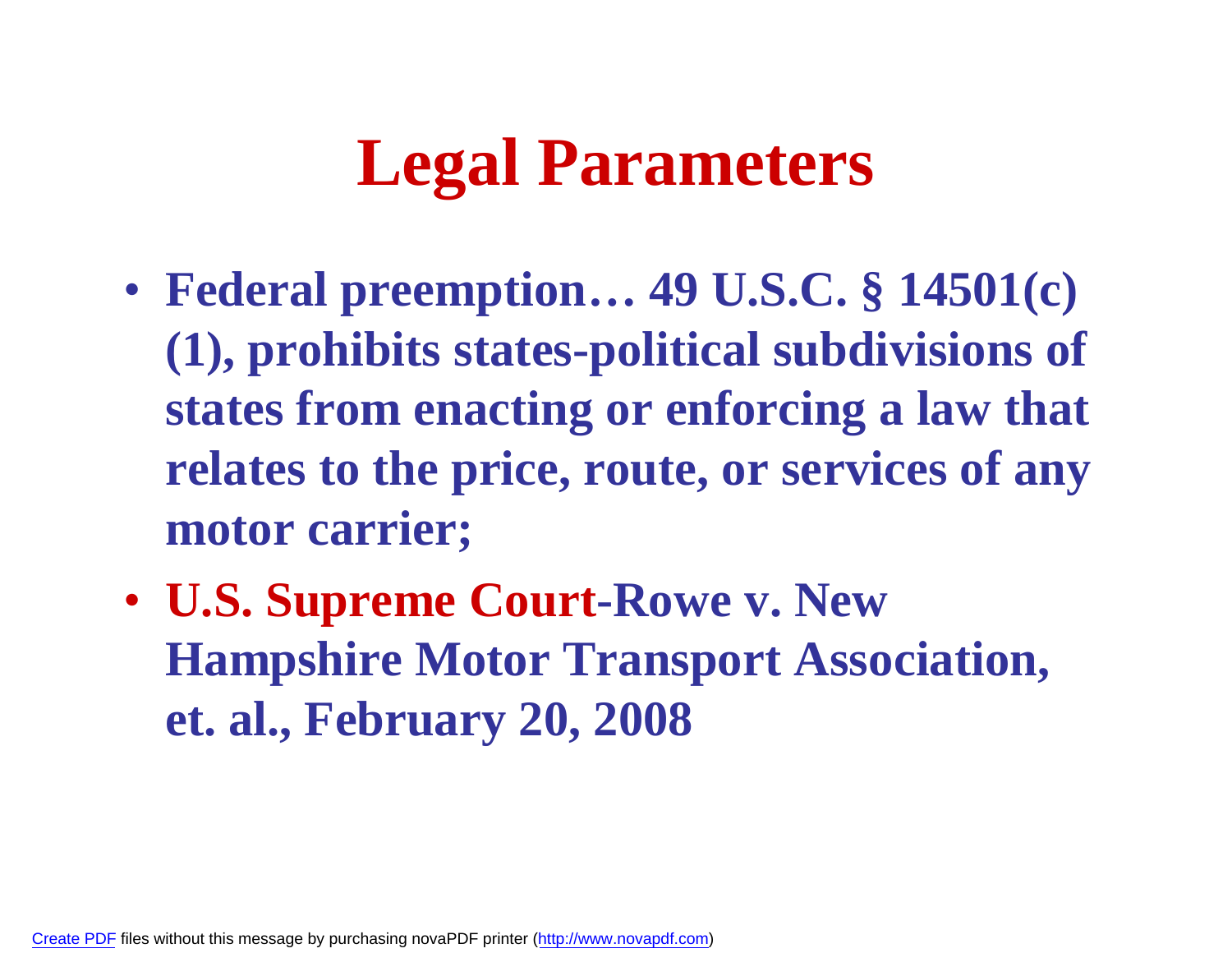# Legal Parameters

- **Federal preemption… 49 U.S.C. § 14501(c)(1), prohibits states-political subdivisions of states from enacting or enforcing a law that relates to the price, route, or services of any motor carrier;**
- **U.S. Supreme Court-Rowe v. New Hampshire Motor Transport Association, et. al., February 20, 2008**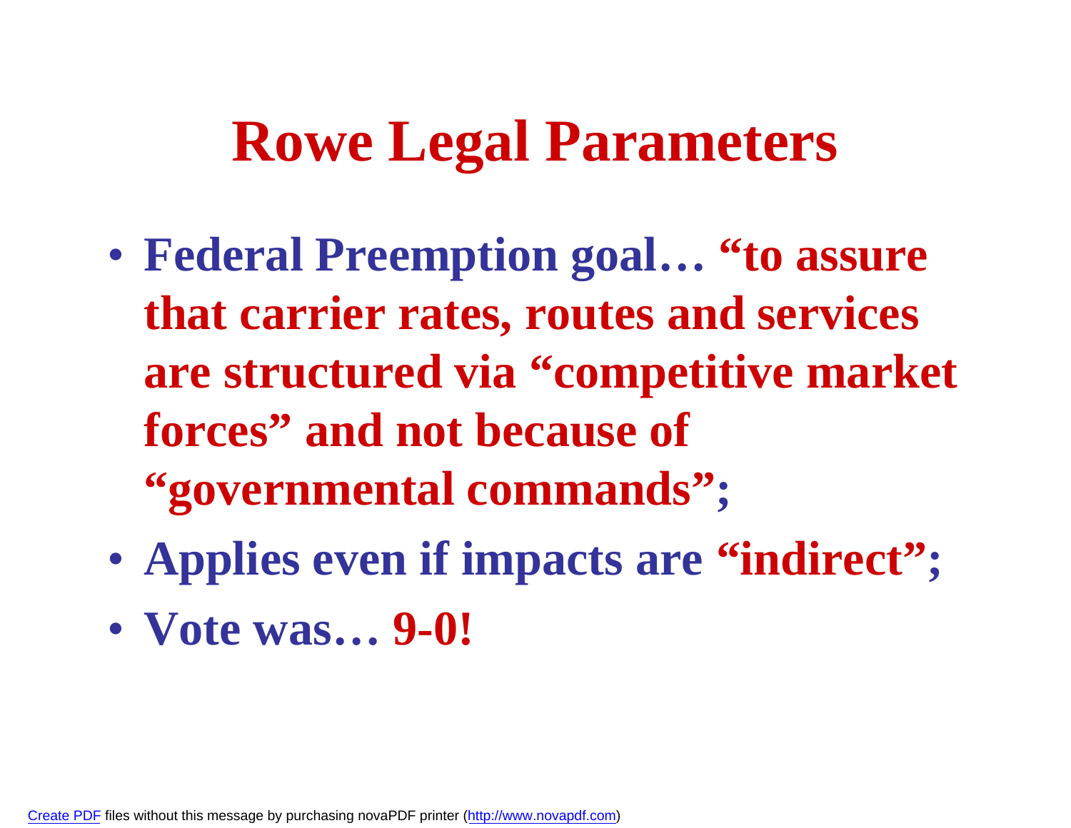# Rowe Legal Parameters

- **Federal Preemption goal… "to assure that carrier rates, routes and services are structured via "competitive market forces" and not because of "governmental commands";**
- **Applies even if impacts are "indirect";**
- **Vote was… 9-0!**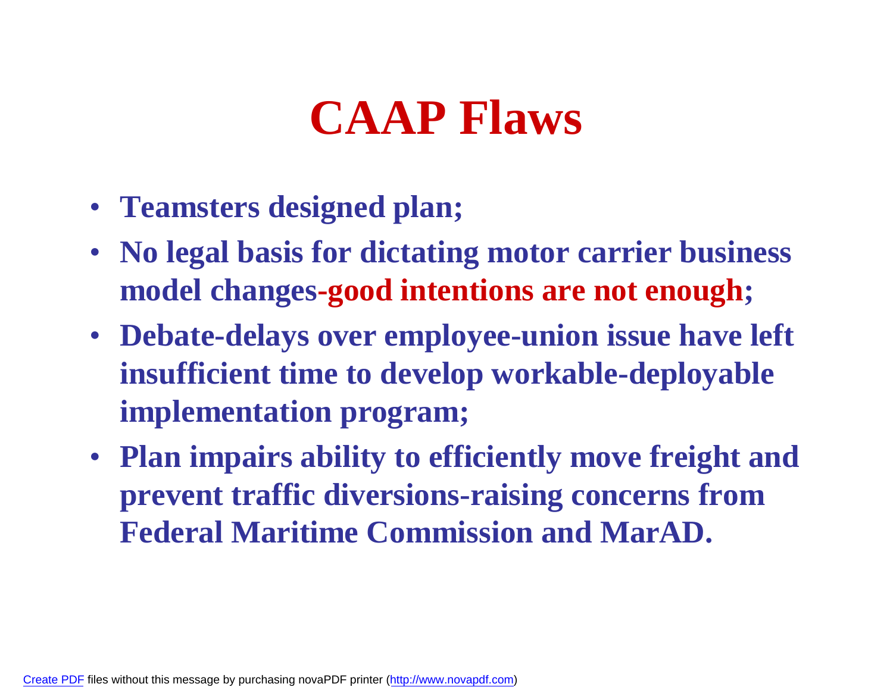# CAAP Flaws

- **Teamsters designed plan;**
- **No legal basis for dictating motor carrier business model changes-good intentions are not enough;**
- **Debate-delays over employee-union issue have left insufficient time to develop workable-deployable implementation program;**
- **Plan impairs ability to efficiently move freight and prevent traffic diversions-raising concerns from Federal Maritime Commission and MarAD.**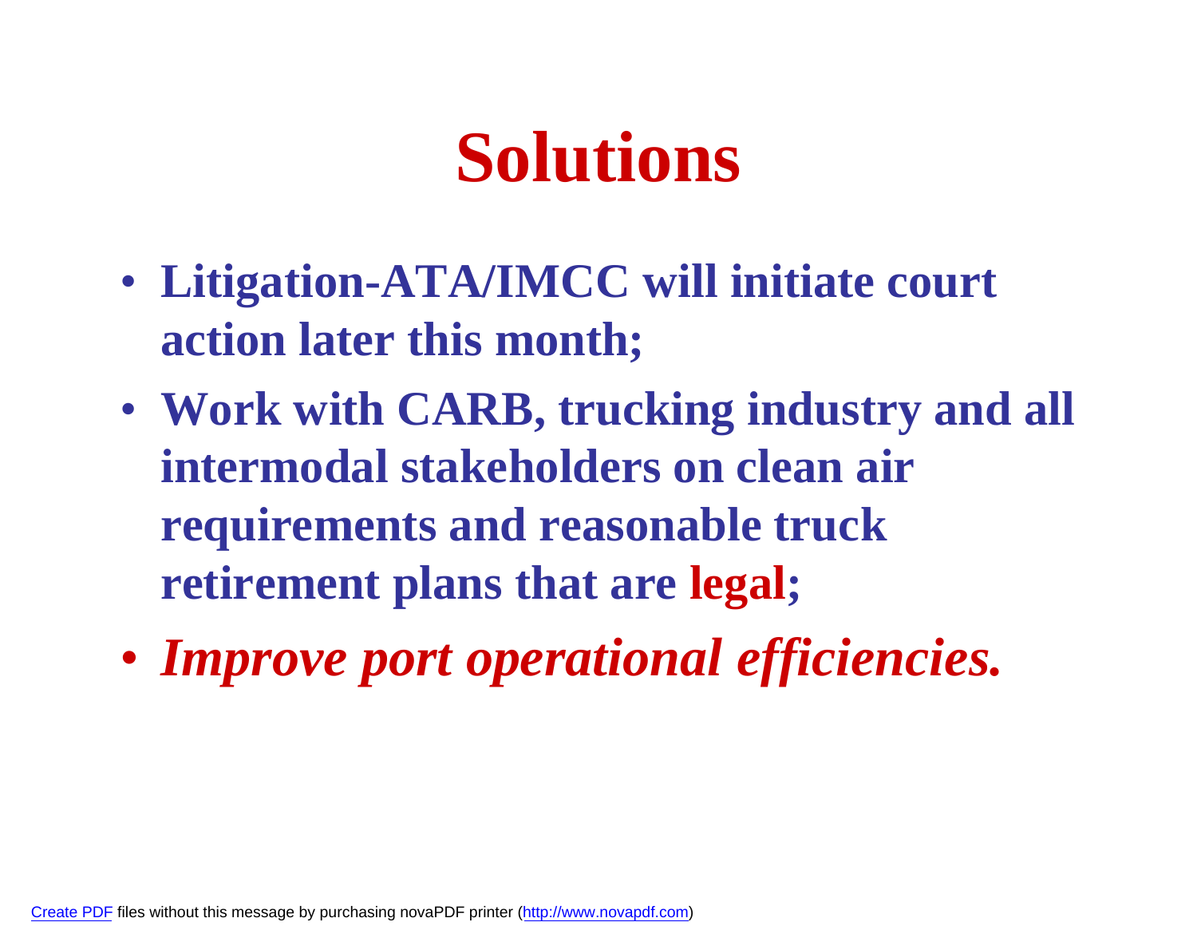# Solutions

- **Litigation-ATA/IMCC will initiate court action later this month;**
- **Work with CARB, trucking industry and all intermodal stakeholders on clean air requirements and reasonable truck retirement plans that are legal;**
- ***Improve port operational efficiencies.***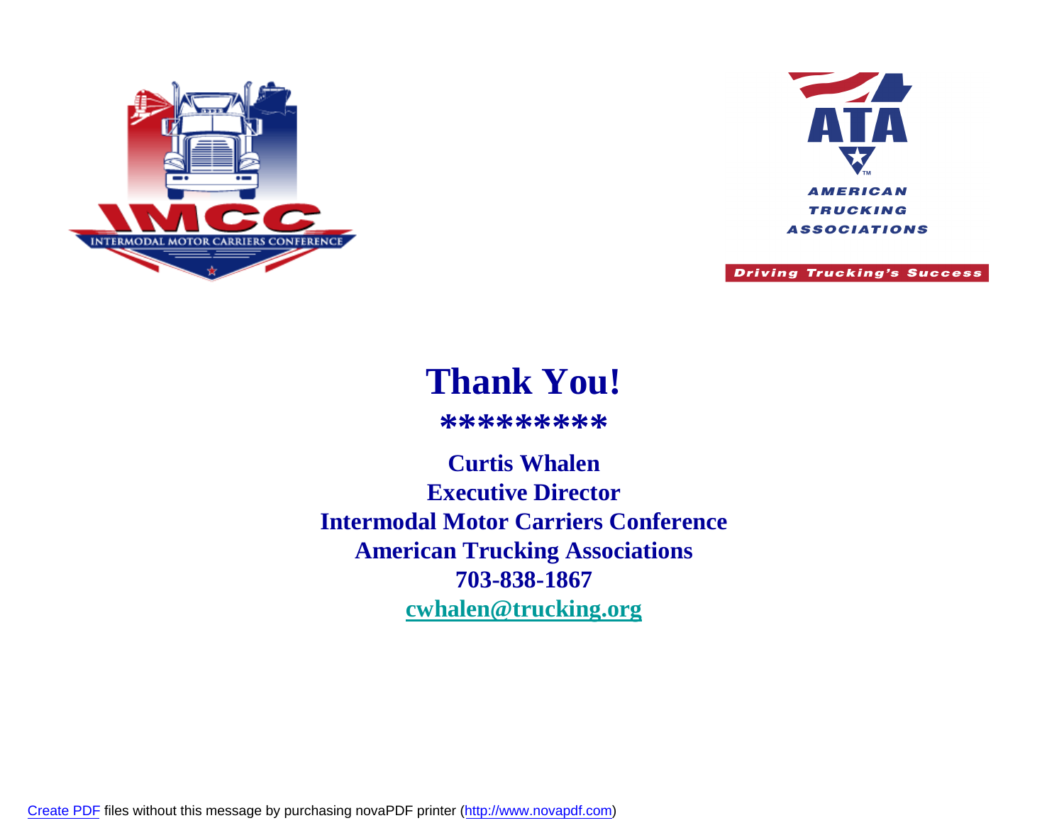# Thank You!

**\*\*\*\*\*\*\*\*\***

**Curtis Whalen**
**Executive Director**
**Intermodal Motor Carriers Conference**
**American Trucking Associations**
**703-838-1867**
**cwhalen@trucking.org**

Create PDF files without this message by purchasing novaPDF printer (http://www.novapdf.com)